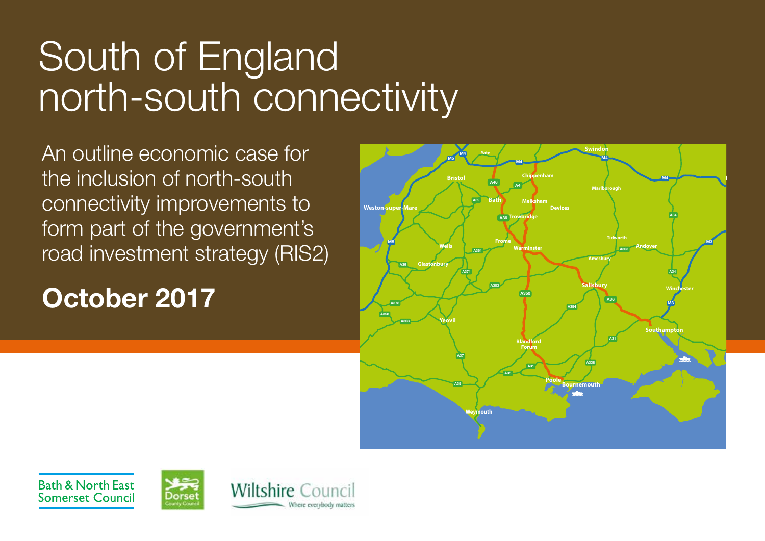# South of England north-south connectivity

An outline economic case for the inclusion of north-south connectivity improvements to form part of the government's road investment strategy (RIS2)

## October 2017

Bath & North East Somerset Council

Dorset County Council

Wiltshire Council
Where everybody matters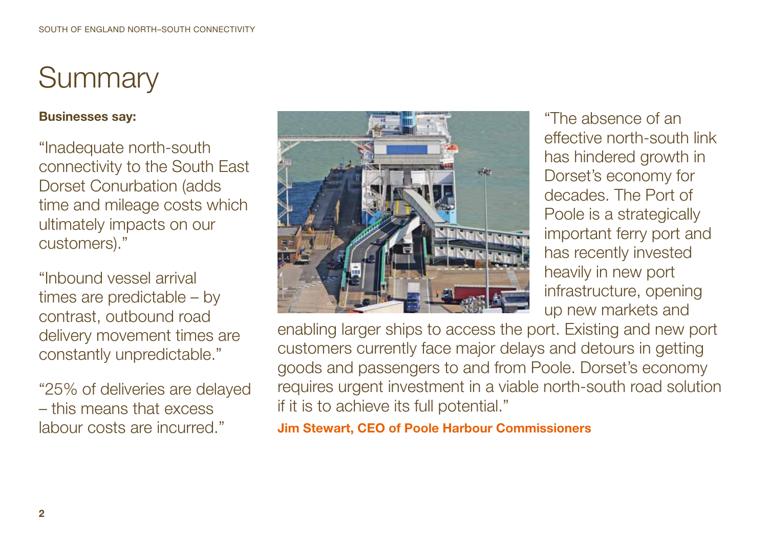# Summary

**Businesses say:**

"Inadequate north-south connectivity to the South East Dorset Conurbation (adds time and mileage costs which ultimately impacts on our customers)."

"Inbound vessel arrival times are predictable – by contrast, outbound road delivery movement times are constantly unpredictable."

"25% of deliveries are delayed – this means that excess labour costs are incurred."

"The absence of an effective north-south link has hindered growth in Dorset's economy for decades. The Port of Poole is a strategically important ferry port and has recently invested heavily in new port infrastructure, opening up new markets and enabling larger ships to access the port. Existing and new port customers currently face major delays and detours in getting goods and passengers to and from Poole. Dorset's economy requires urgent investment in a viable north-south road solution if it is to achieve its full potential."

**Jim Stewart, CEO of Poole Harbour Commissioners**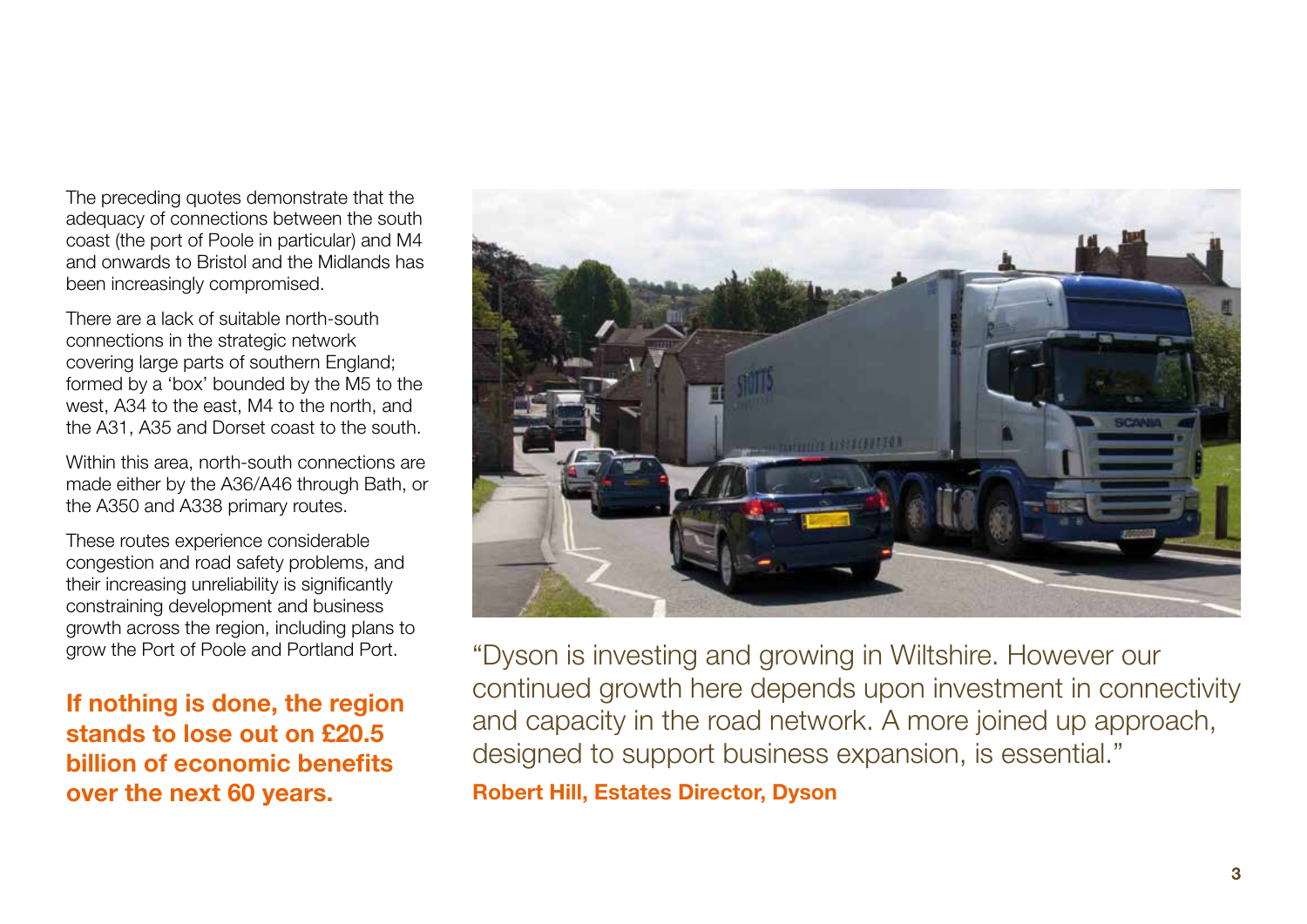The preceding quotes demonstrate that the adequacy of connections between the south coast (the port of Poole in particular) and M4 and onwards to Bristol and the Midlands has been increasingly compromised.

There are a lack of suitable north-south connections in the strategic network covering large parts of southern England; formed by a 'box' bounded by the M5 to the west, A34 to the east, M4 to the north, and the A31, A35 and Dorset coast to the south.

Within this area, north-south connections are made either by the A36/A46 through Bath, or the A350 and A338 primary routes.

These routes experience considerable congestion and road safety problems, and their increasing unreliability is significantly constraining development and business growth across the region, including plans to grow the Port of Poole and Portland Port.

**If nothing is done, the region stands to lose out on £20.5 billion of economic benefits over the next 60 years.**

"Dyson is investing and growing in Wiltshire. However our continued growth here depends upon investment in connectivity and capacity in the road network. A more joined up approach, designed to support business expansion, is essential."

**Robert Hill, Estates Director, Dyson**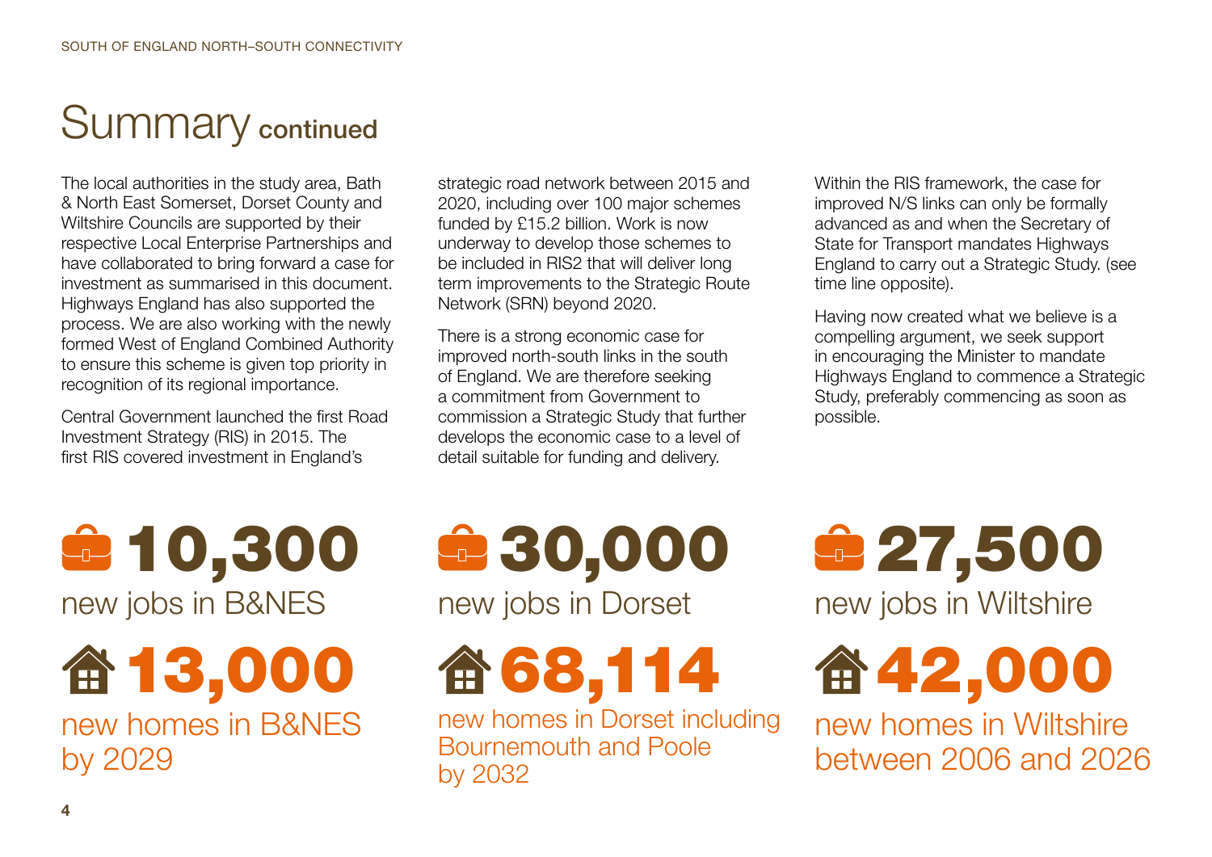# Summary continued

The local authorities in the study area, Bath & North East Somerset, Dorset County and Wiltshire Councils are supported by their respective Local Enterprise Partnerships and have collaborated to bring forward a case for investment as summarised in this document. Highways England has also supported the process. We are also working with the newly formed West of England Combined Authority to ensure this scheme is given top priority in recognition of its regional importance.

Central Government launched the first Road Investment Strategy (RIS) in 2015. The first RIS covered investment in England's strategic road network between 2015 and 2020, including over 100 major schemes funded by £15.2 billion. Work is now underway to develop those schemes to be included in RIS2 that will deliver long term improvements to the Strategic Route Network (SRN) beyond 2020.

There is a strong economic case for improved north-south links in the south of England. We are therefore seeking a commitment from Government to commission a Strategic Study that further develops the economic case to a level of detail suitable for funding and delivery.

Within the RIS framework, the case for improved N/S links can only be formally advanced as and when the Secretary of State for Transport mandates Highways England to carry out a Strategic Study. (see time line opposite).

Having now created what we believe is a compelling argument, we seek support in encouraging the Minister to mandate Highways England to commence a Strategic Study, preferably commencing as soon as possible.

**10,300**
new jobs in B&NES

**13,000**
new homes in B&NES by 2029

**30,000**
new jobs in Dorset

**68,114**
new homes in Dorset including Bournemouth and Poole by 2032

**27,500**
new jobs in Wiltshire

**42,000**
new homes in Wiltshire between 2006 and 2026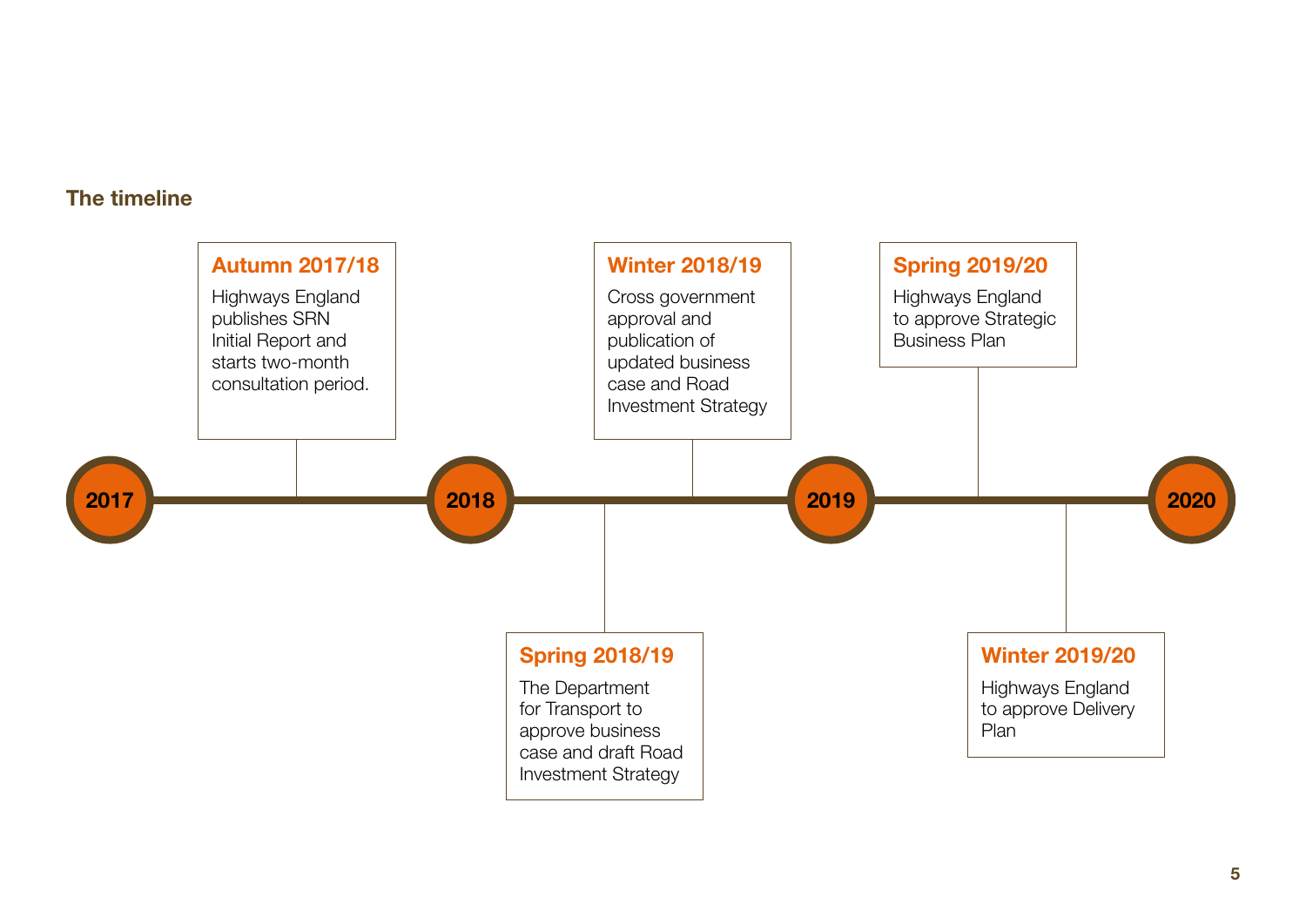## The timeline

**2017**

### Autumn 2017/18

Highways England publishes SRN Initial Report and starts two-month consultation period.

**2018**

### Spring 2018/19

The Department for Transport to approve business case and draft Road Investment Strategy

### Winter 2018/19

Cross government approval and publication of updated business case and Road Investment Strategy

**2019**

### Spring 2019/20

Highways England to approve Strategic Business Plan

### Winter 2019/20

Highways England to approve Delivery Plan

**2020**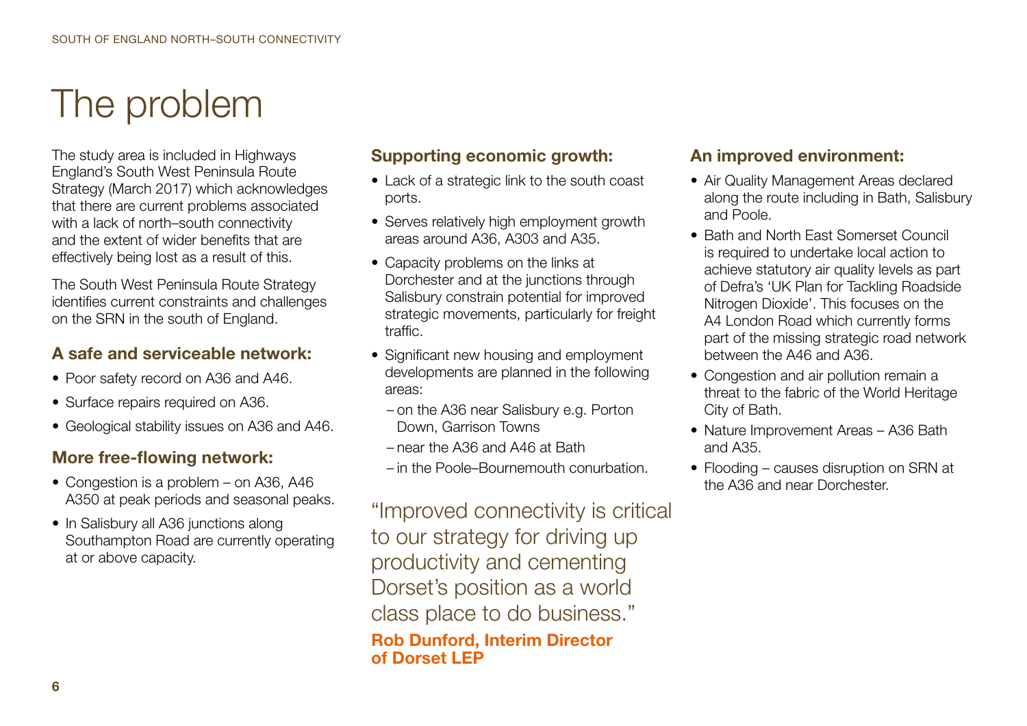# The problem

The study area is included in Highways England's South West Peninsula Route Strategy (March 2017) which acknowledges that there are current problems associated with a lack of north–south connectivity and the extent of wider benefits that are effectively being lost as a result of this.

The South West Peninsula Route Strategy identifies current constraints and challenges on the SRN in the south of England.

### A safe and serviceable network:

- Poor safety record on A36 and A46.
- Surface repairs required on A36.
- Geological stability issues on A36 and A46.

### More free-flowing network:

- Congestion is a problem – on A36, A46 A350 at peak periods and seasonal peaks.
- In Salisbury all A36 junctions along Southampton Road are currently operating at or above capacity.

### Supporting economic growth:

- Lack of a strategic link to the south coast ports.
- Serves relatively high employment growth areas around A36, A303 and A35.
- Capacity problems on the links at Dorchester and at the junctions through Salisbury constrain potential for improved strategic movements, particularly for freight traffic.
- Significant new housing and employment developments are planned in the following areas:
  - on the A36 near Salisbury e.g. Porton Down, Garrison Towns
  - near the A36 and A46 at Bath
  - in the Poole–Bournemouth conurbation.

"Improved connectivity is critical to our strategy for driving up productivity and cementing Dorset's position as a world class place to do business."

**Rob Dunford, Interim Director of Dorset LEP**

### An improved environment:

- Air Quality Management Areas declared along the route including in Bath, Salisbury and Poole.
- Bath and North East Somerset Council is required to undertake local action to achieve statutory air quality levels as part of Defra's 'UK Plan for Tackling Roadside Nitrogen Dioxide'. This focuses on the A4 London Road which currently forms part of the missing strategic road network between the A46 and A36.
- Congestion and air pollution remain a threat to the fabric of the World Heritage City of Bath.
- Nature Improvement Areas – A36 Bath and A35.
- Flooding – causes disruption on SRN at the A36 and near Dorchester.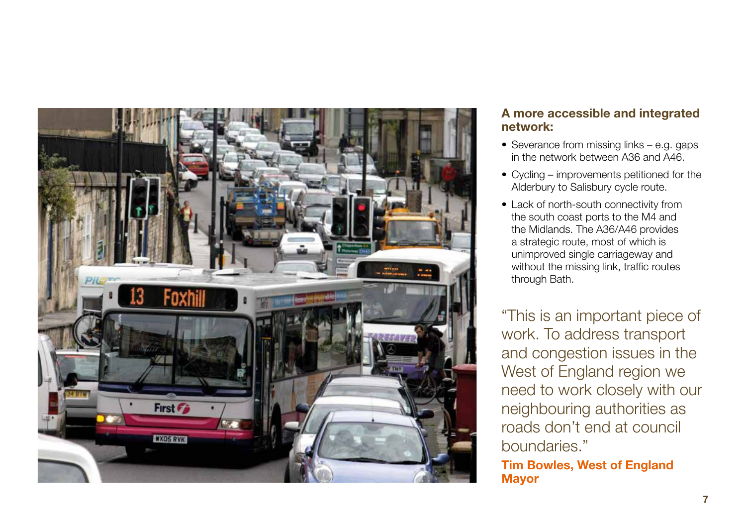### A more accessible and integrated network:

- Severance from missing links – e.g. gaps in the network between A36 and A46.
- Cycling – improvements petitioned for the Alderbury to Salisbury cycle route.
- Lack of north-south connectivity from the south coast ports to the M4 and the Midlands. The A36/A46 provides a strategic route, most of which is unimproved single carriageway and without the missing link, traffic routes through Bath.

"This is an important piece of work. To address transport and congestion issues in the West of England region we need to work closely with our neighbouring authorities as roads don't end at council boundaries."

**Tim Bowles, West of England Mayor**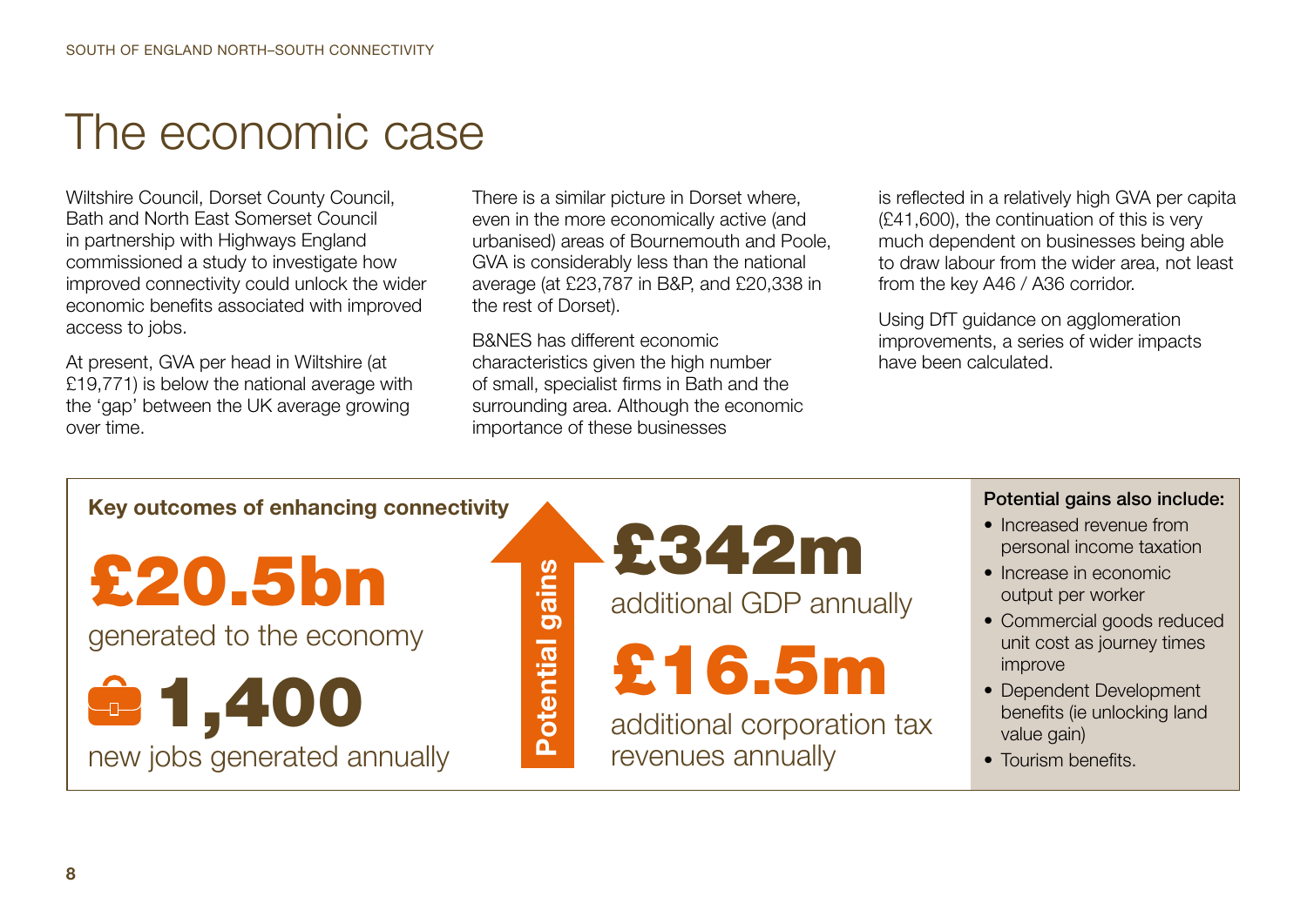# The economic case

Wiltshire Council, Dorset County Council, Bath and North East Somerset Council in partnership with Highways England commissioned a study to investigate how improved connectivity could unlock the wider economic benefits associated with improved access to jobs.

At present, GVA per head in Wiltshire (at £19,771) is below the national average with the 'gap' between the UK average growing over time.

There is a similar picture in Dorset where, even in the more economically active (and urbanised) areas of Bournemouth and Poole, GVA is considerably less than the national average (at £23,787 in B&P, and £20,338 in the rest of Dorset).

B&NES has different economic characteristics given the high number of small, specialist firms in Bath and the surrounding area. Although the economic importance of these businesses is reflected in a relatively high GVA per capita (£41,600), the continuation of this is very much dependent on businesses being able to draw labour from the wider area, not least from the key A46 / A36 corridor.

Using DfT guidance on agglomeration improvements, a series of wider impacts have been calculated.

**Key outcomes of enhancing connectivity**

**£20.5bn**
generated to the economy

**1,400**
new jobs generated annually

**Potential gains**

**£342m**
additional GDP annually

**£16.5m**
additional corporation tax revenues annually

**Potential gains also include:**

- Increased revenue from personal income taxation
- Increase in economic output per worker
- Commercial goods reduced unit cost as journey times improve
- Dependent Development benefits (ie unlocking land value gain)
- Tourism benefits.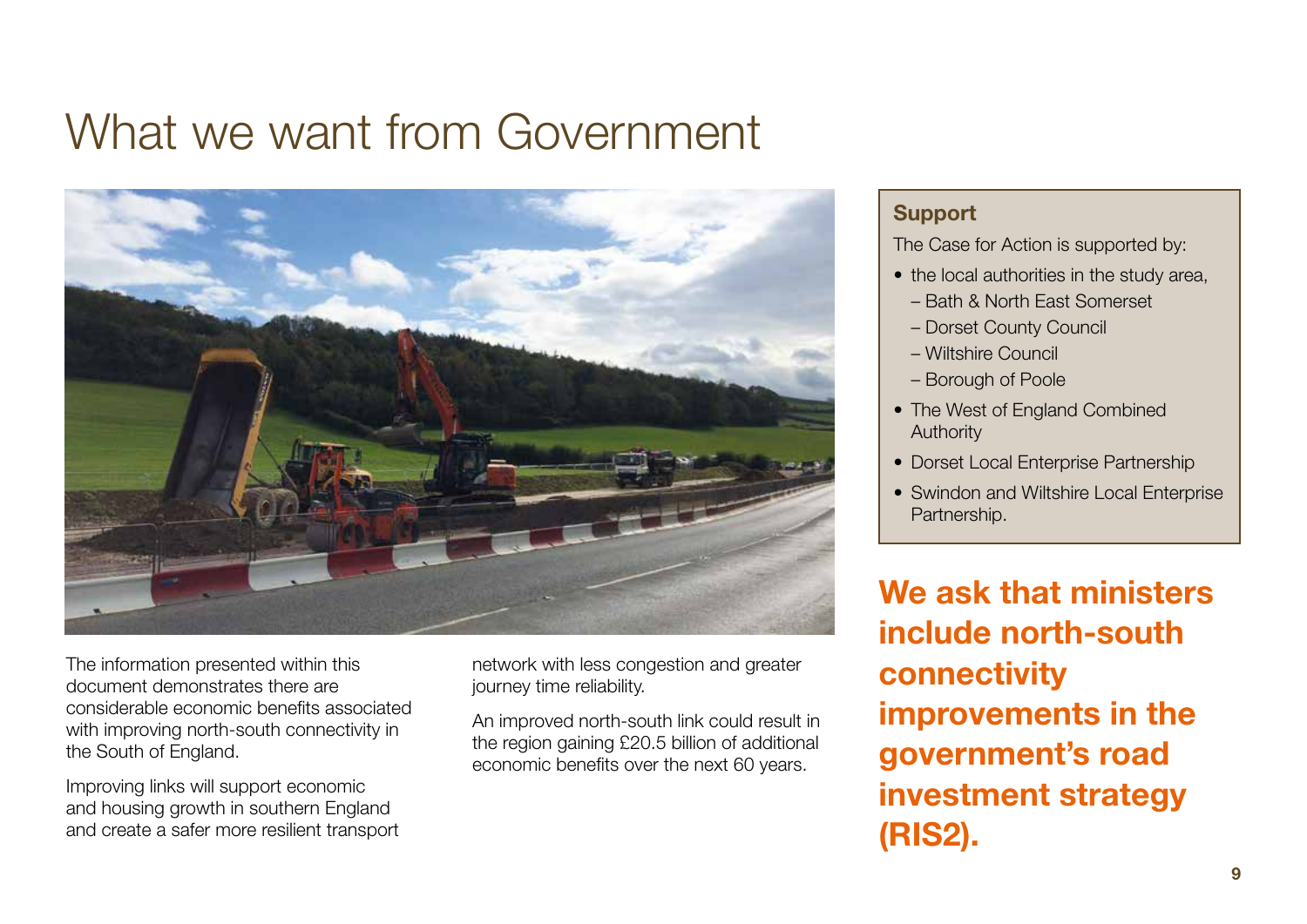# What we want from Government

The information presented within this document demonstrates there are considerable economic benefits associated with improving north-south connectivity in the South of England.

Improving links will support economic and housing growth in southern England and create a safer more resilient transport network with less congestion and greater journey time reliability.

An improved north-south link could result in the region gaining £20.5 billion of additional economic benefits over the next 60 years.

## Support

The Case for Action is supported by:

- the local authorities in the study area,
  - Bath & North East Somerset
  - Dorset County Council
  - Wiltshire Council
  - Borough of Poole
- The West of England Combined Authority
- Dorset Local Enterprise Partnership
- Swindon and Wiltshire Local Enterprise Partnership.

**We ask that ministers include north-south connectivity improvements in the government's road investment strategy (RIS2).**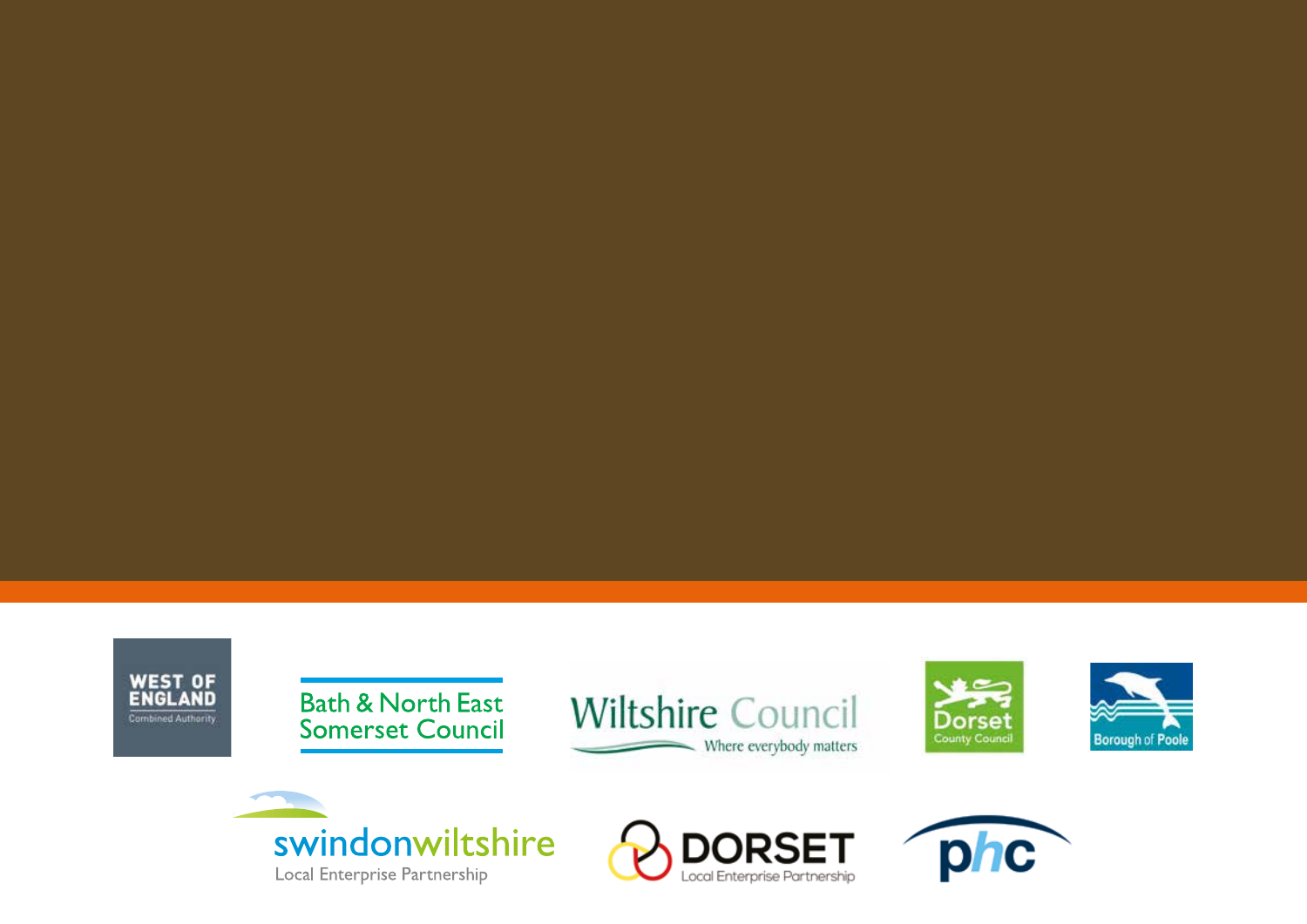WEST OF ENGLAND
Combined Authority

Bath & North East Somerset Council

Wiltshire Council
Where everybody matters

Dorset
County Council

Borough of Poole

swindonwiltshire
Local Enterprise Partnership

DORSET
Local Enterprise Partnership

phc